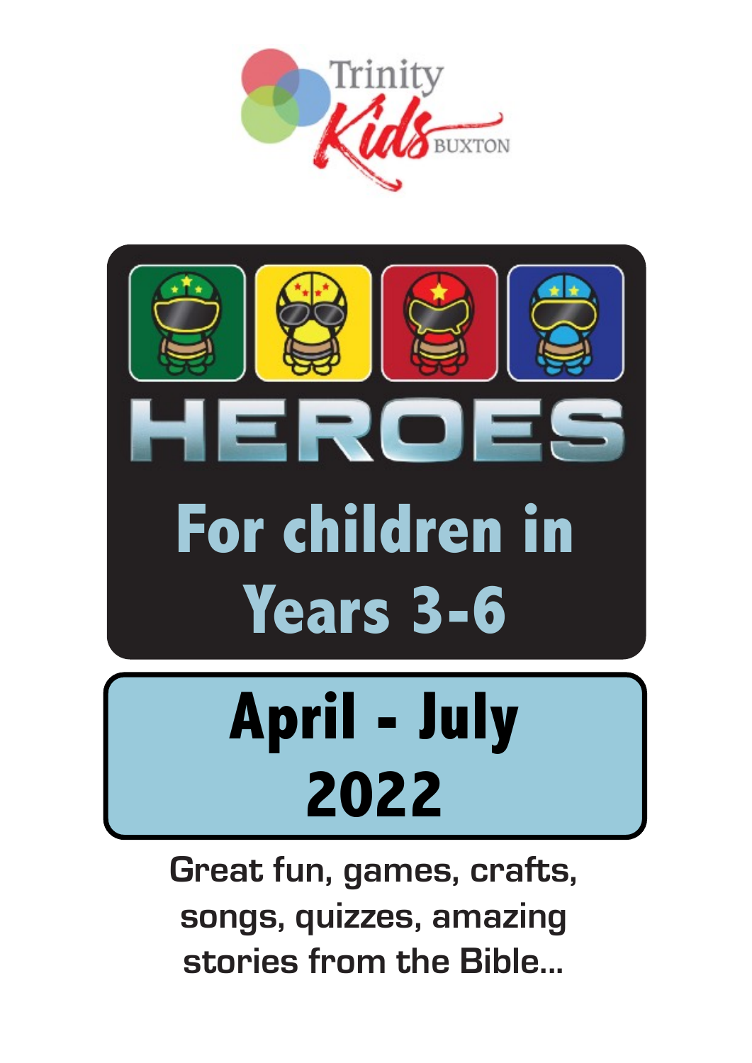Trinity Kids BUXTON

# HEROES

## For children in Years 3-6

## April - July 2022

**Great fun, games, crafts, songs, quizzes, amazing stories from the Bible...**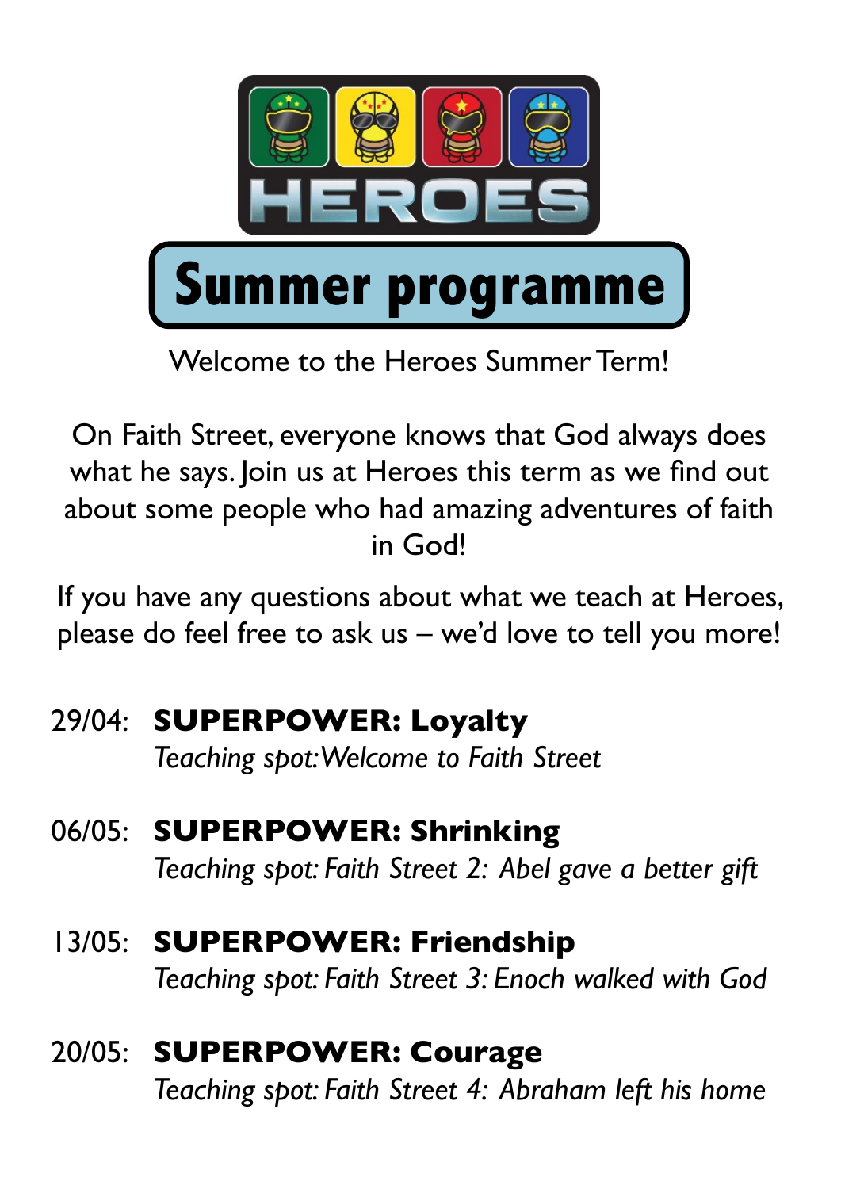# HEROES

## Summer programme

Welcome to the Heroes Summer Term!

On Faith Street, everyone knows that God always does what he says. Join us at Heroes this term as we find out about some people who had amazing adventures of faith in God!

If you have any questions about what we teach at Heroes, please do feel free to ask us – we'd love to tell you more!

29/04: **SUPERPOWER: Loyalty**
*Teaching spot: Welcome to Faith Street*

06/05: **SUPERPOWER: Shrinking**
*Teaching spot: Faith Street 2: Abel gave a better gift*

13/05: **SUPERPOWER: Friendship**
*Teaching spot: Faith Street 3: Enoch walked with God*

20/05: **SUPERPOWER: Courage**
*Teaching spot: Faith Street 4: Abraham left his home*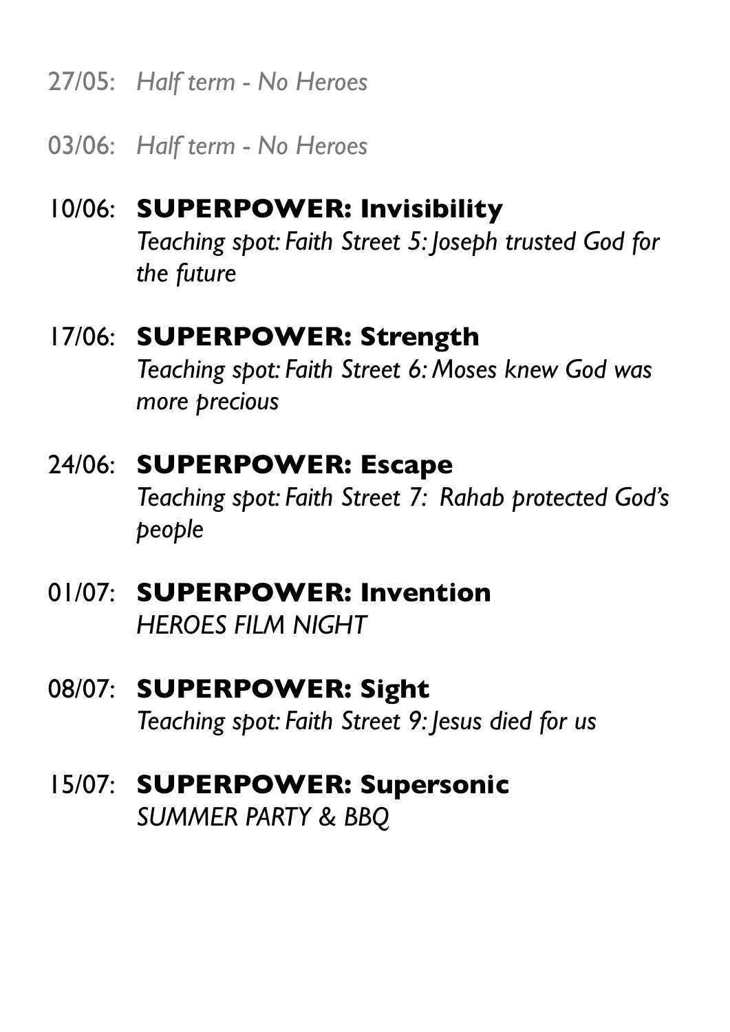27/05: *Half term - No Heroes*

03/06: *Half term - No Heroes*

10/06: **SUPERPOWER: Invisibility**
*Teaching spot: Faith Street 5: Joseph trusted God for the future*

17/06: **SUPERPOWER: Strength**
*Teaching spot: Faith Street 6: Moses knew God was more precious*

24/06: **SUPERPOWER: Escape**
*Teaching spot: Faith Street 7: Rahab protected God's people*

01/07: **SUPERPOWER: Invention**
*HEROES FILM NIGHT*

08/07: **SUPERPOWER: Sight**
*Teaching spot: Faith Street 9: Jesus died for us*

15/07: **SUPERPOWER: Supersonic**
*SUMMER PARTY & BBQ*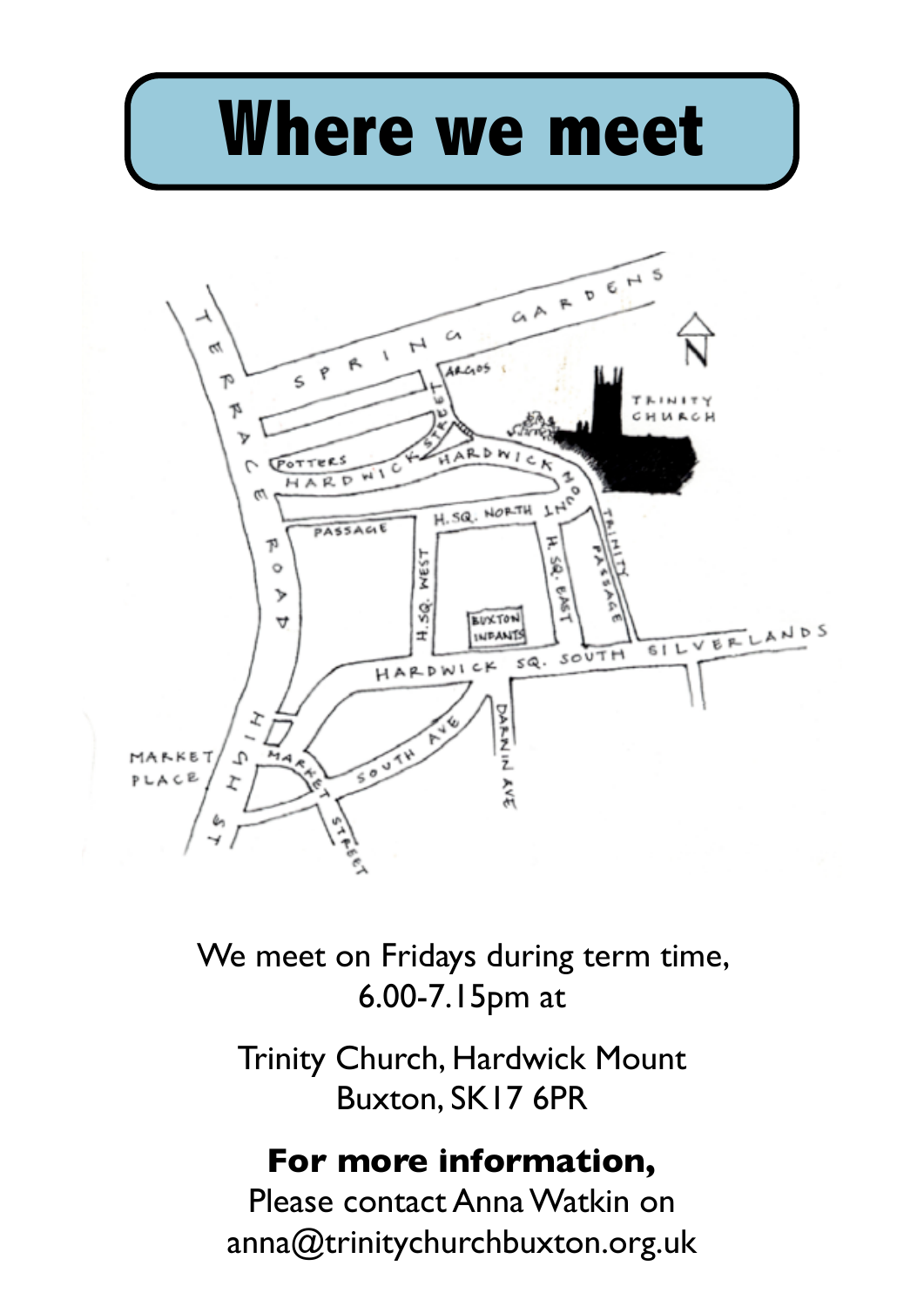# Where we meet

We meet on Fridays during term time,
6.00-7.15pm at

Trinity Church, Hardwick Mount
Buxton, SK17 6PR

**For more information,**
Please contact Anna Watkin on
anna@trinitychurchbuxton.org.uk